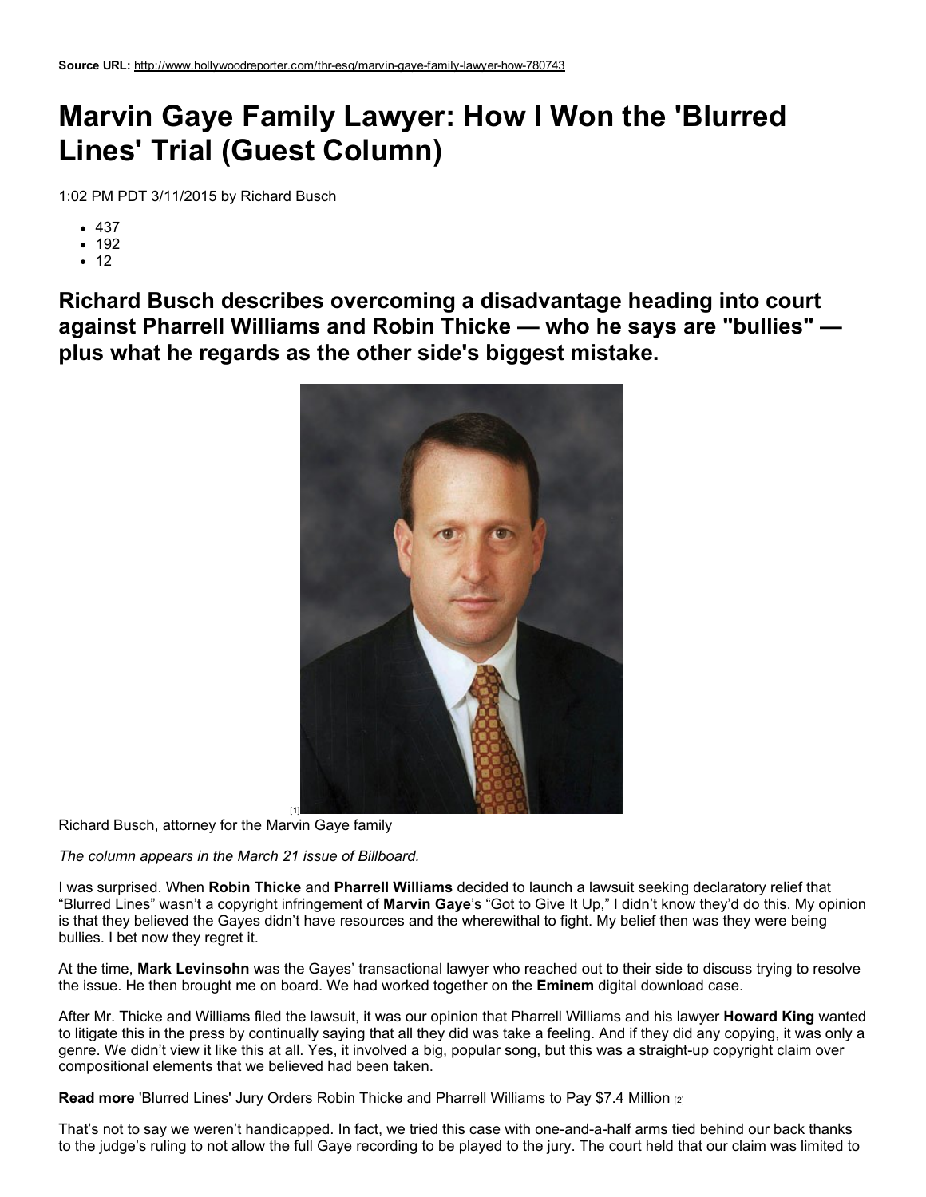**Source URL:** http://www.hollywoodreporter.com/thr-esq/marvin-gaye-family-lawyer-how-780743

# Marvin Gaye Family Lawyer: How I Won the 'Blurred Lines' Trial (Guest Column)

1:02 PM PDT 3/11/2015 by Richard Busch

- 437
- 192
- 12

## Richard Busch describes overcoming a disadvantage heading into court against Pharrell Williams and Robin Thicke — who he says are "bullies" — plus what he regards as the other side's biggest mistake.

[1]

Richard Busch, attorney for the Marvin Gaye family

*The column appears in the March 21 issue of Billboard.*

I was surprised. When **Robin Thicke** and **Pharrell Williams** decided to launch a lawsuit seeking declaratory relief that "Blurred Lines" wasn't a copyright infringement of **Marvin Gaye**'s "Got to Give It Up," I didn't know they'd do this. My opinion is that they believed the Gayes didn't have resources and the wherewithal to fight. My belief then was they were being bullies. I bet now they regret it.

At the time, **Mark Levinsohn** was the Gayes' transactional lawyer who reached out to their side to discuss trying to resolve the issue. He then brought me on board. We had worked together on the **Eminem** digital download case.

After Mr. Thicke and Williams filed the lawsuit, it was our opinion that Pharrell Williams and his lawyer **Howard King** wanted to litigate this in the press by continually saying that all they did was take a feeling. And if they did any copying, it was only a genre. We didn't view it like this at all. Yes, it involved a big, popular song, but this was a straight-up copyright claim over compositional elements that we believed had been taken.

**Read more** 'Blurred Lines' Jury Orders Robin Thicke and Pharrell Williams to Pay $7.4 Million [2]

That's not to say we weren't handicapped. In fact, we tried this case with one-and-a-half arms tied behind our back thanks to the judge's ruling to not allow the full Gaye recording to be played to the jury. The court held that our claim was limited to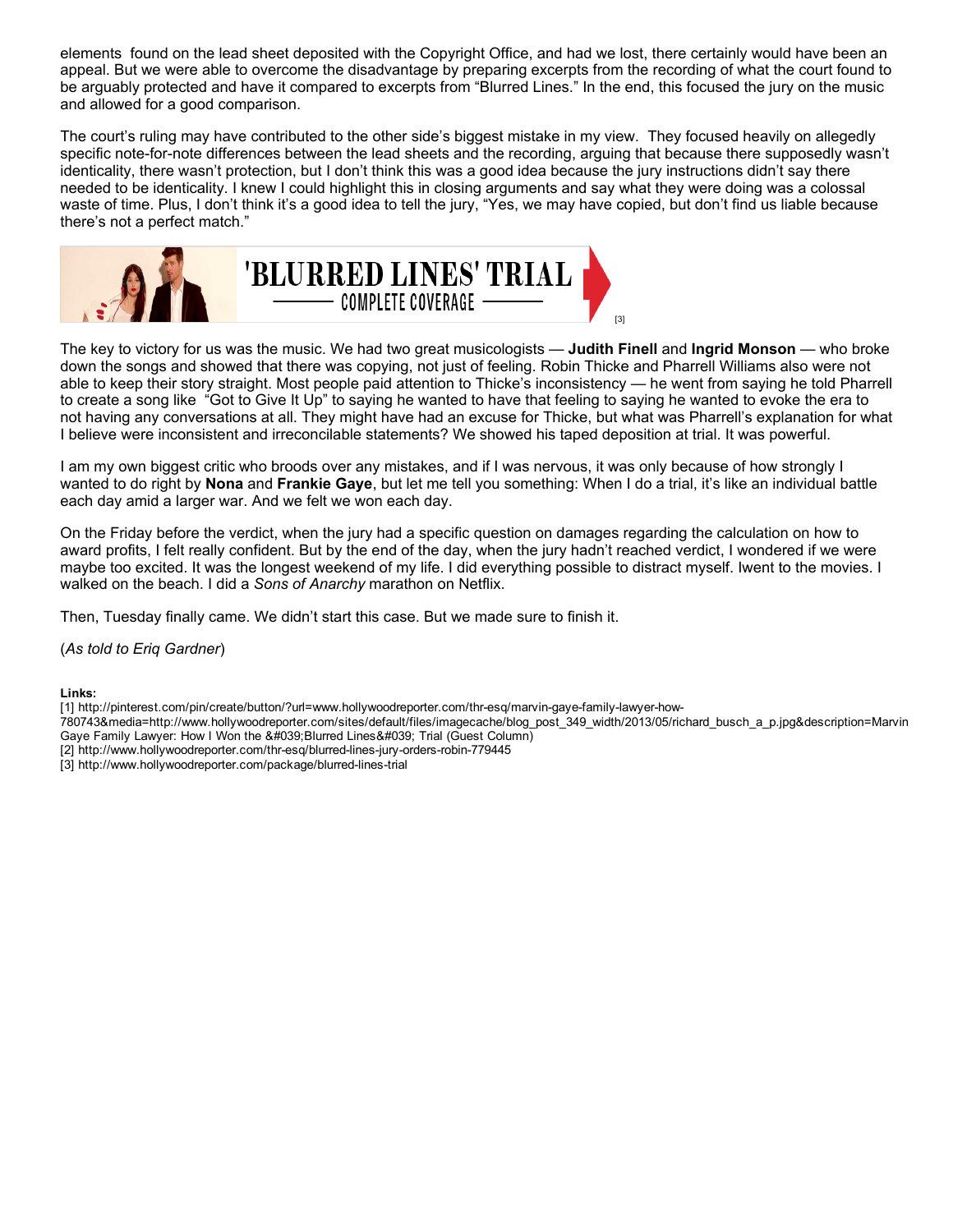elements found on the lead sheet deposited with the Copyright Office, and had we lost, there certainly would have been an appeal. But we were able to overcome the disadvantage by preparing excerpts from the recording of what the court found to be arguably protected and have it compared to excerpts from "Blurred Lines." In the end, this focused the jury on the music and allowed for a good comparison.

The court's ruling may have contributed to the other side's biggest mistake in my view. They focused heavily on allegedly specific note-for-note differences between the lead sheets and the recording, arguing that because there supposedly wasn't identicality, there wasn't protection, but I don't think this was a good idea because the jury instructions didn't say there needed to be identicality. I knew I could highlight this in closing arguments and say what they were doing was a colossal waste of time. Plus, I don't think it's a good idea to tell the jury, "Yes, we may have copied, but don't find us liable because there's not a perfect match."

'BLURRED LINES' TRIAL
COMPLETE COVERAGE [3]

The key to victory for us was the music. We had two great musicologists — **Judith Finell** and **Ingrid Monson** — who broke down the songs and showed that there was copying, not just of feeling. Robin Thicke and Pharrell Williams also were not able to keep their story straight. Most people paid attention to Thicke's inconsistency — he went from saying he told Pharrell to create a song like "Got to Give It Up" to saying he wanted to have that feeling to saying he wanted to evoke the era to not having any conversations at all. They might have had an excuse for Thicke, but what was Pharrell's explanation for what I believe were inconsistent and irreconcilable statements? We showed his taped deposition at trial. It was powerful.

I am my own biggest critic who broods over any mistakes, and if I was nervous, it was only because of how strongly I wanted to do right by **Nona** and **Frankie Gaye**, but let me tell you something: When I do a trial, it's like an individual battle each day amid a larger war. And we felt we won each day.

On the Friday before the verdict, when the jury had a specific question on damages regarding the calculation on how to award profits, I felt really confident. But by the end of the day, when the jury hadn't reached verdict, I wondered if we were maybe too excited. It was the longest weekend of my life. I did everything possible to distract myself. Iwent to the movies. I walked on the beach. I did a *Sons of Anarchy* marathon on Netflix.

Then, Tuesday finally came. We didn't start this case. But we made sure to finish it.

(*As told to Eriq Gardner*)

**Links:**

[1] http://pinterest.com/pin/create/button/?url=www.hollywoodreporter.com/thr-esq/marvin-gaye-family-lawyer-how-780743&media=http://www.hollywoodreporter.com/sites/default/files/imagecache/blog_post_349_width/2013/05/richard_busch_a_p.jpg&description=Marvin Gaye Family Lawyer: How I Won the &#039;Blurred Lines&#039; Trial (Guest Column)

[2] http://www.hollywoodreporter.com/thr-esq/blurred-lines-jury-orders-robin-779445

[3] http://www.hollywoodreporter.com/package/blurred-lines-trial